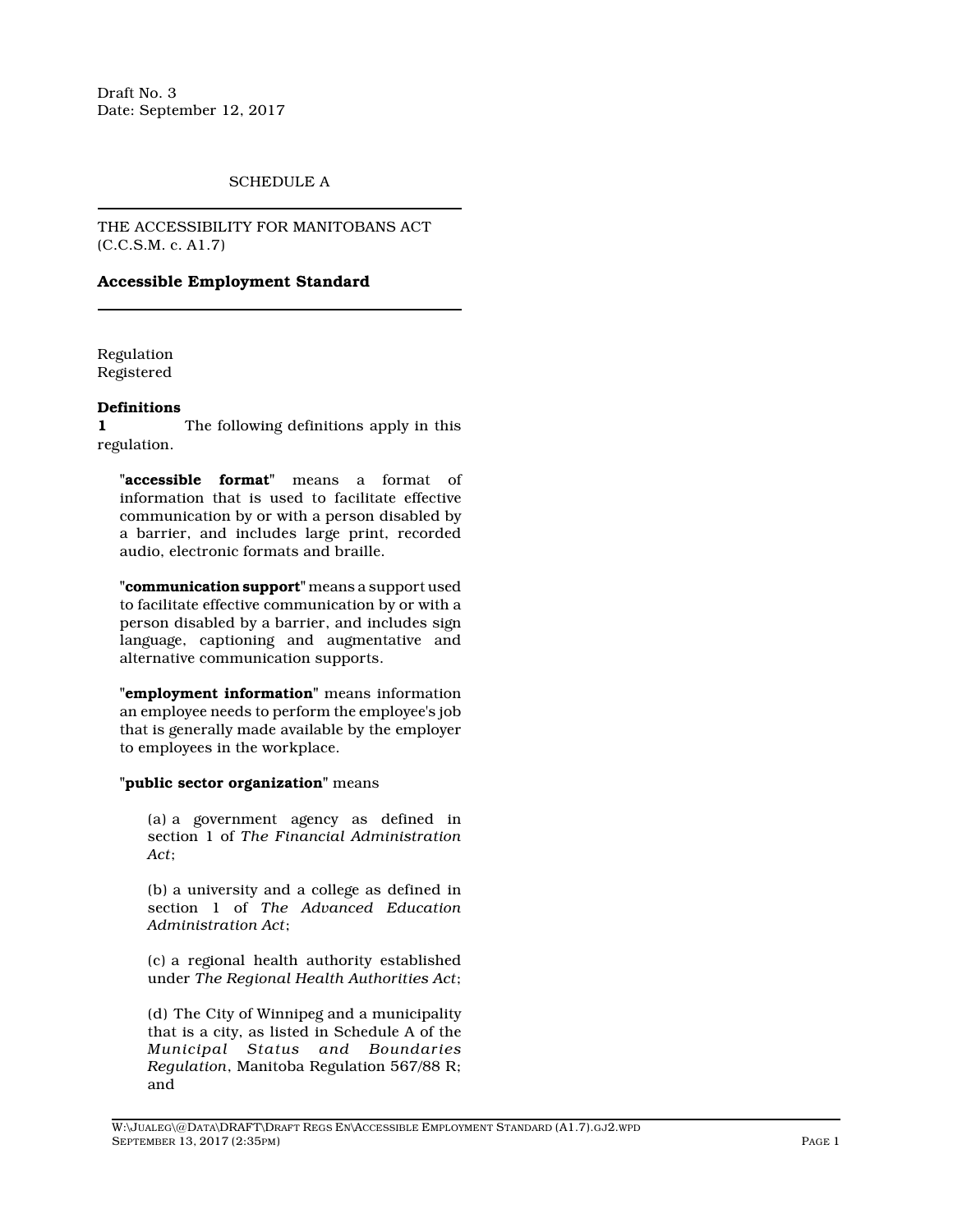Draft No. 3
Date: September 12, 2017

SCHEDULE A

THE ACCESSIBILITY FOR MANITOBANS ACT
(C.C.S.M. c. A1.7)

## Accessible Employment Standard

Regulation
Registered

**Definitions**

**1** The following definitions apply in this regulation.

"**accessible format**" means a format of information that is used to facilitate effective communication by or with a person disabled by a barrier, and includes large print, recorded audio, electronic formats and braille.

"**communication support**" means a support used to facilitate effective communication by or with a person disabled by a barrier, and includes sign language, captioning and augmentative and alternative communication supports.

"**employment information**" means information an employee needs to perform the employee's job that is generally made available by the employer to employees in the workplace.

"**public sector organization**" means

(a) a government agency as defined in section 1 of *The Financial Administration Act*;

(b) a university and a college as defined in section 1 of *The Advanced Education Administration Act*;

(c) a regional health authority established under *The Regional Health Authorities Act*;

(d) The City of Winnipeg and a municipality that is a city, as listed in Schedule A of the *Municipal Status and Boundaries Regulation*, Manitoba Regulation 567/88 R; and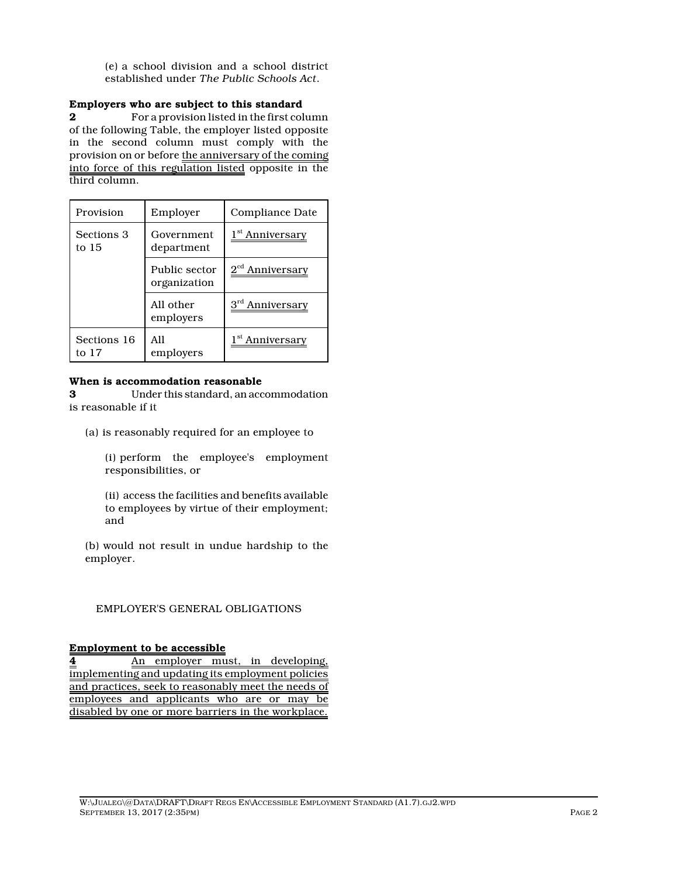(e) a school division and a school district established under *The Public Schools Act*.

**Employers who are subject to this standard**

**2** For a provision listed in the first column of the following Table, the employer listed opposite in the second column must comply with the provision on or before the anniversary of the coming into force of this regulation listed opposite in the third column.

| Provision | Employer | Compliance Date |
|---|---|---|
| Sections 3 to 15 | Government department | 1st Anniversary |
| | Public sector organization | 2cd Anniversary |
| | All other employers | 3rd Anniversary |
| Sections 16 to 17 | All employers | 1st Anniversary |

**When is accommodation reasonable**

**3** Under this standard, an accommodation is reasonable if it

(a) is reasonably required for an employee to

(i) perform the employee's employment responsibilities, or

(ii) access the facilities and benefits available to employees by virtue of their employment; and

(b) would not result in undue hardship to the employer.

EMPLOYER'S GENERAL OBLIGATIONS

**Employment to be accessible**

**4** An employer must, in developing, implementing and updating its employment policies and practices, seek to reasonably meet the needs of employees and applicants who are or may be disabled by one or more barriers in the workplace.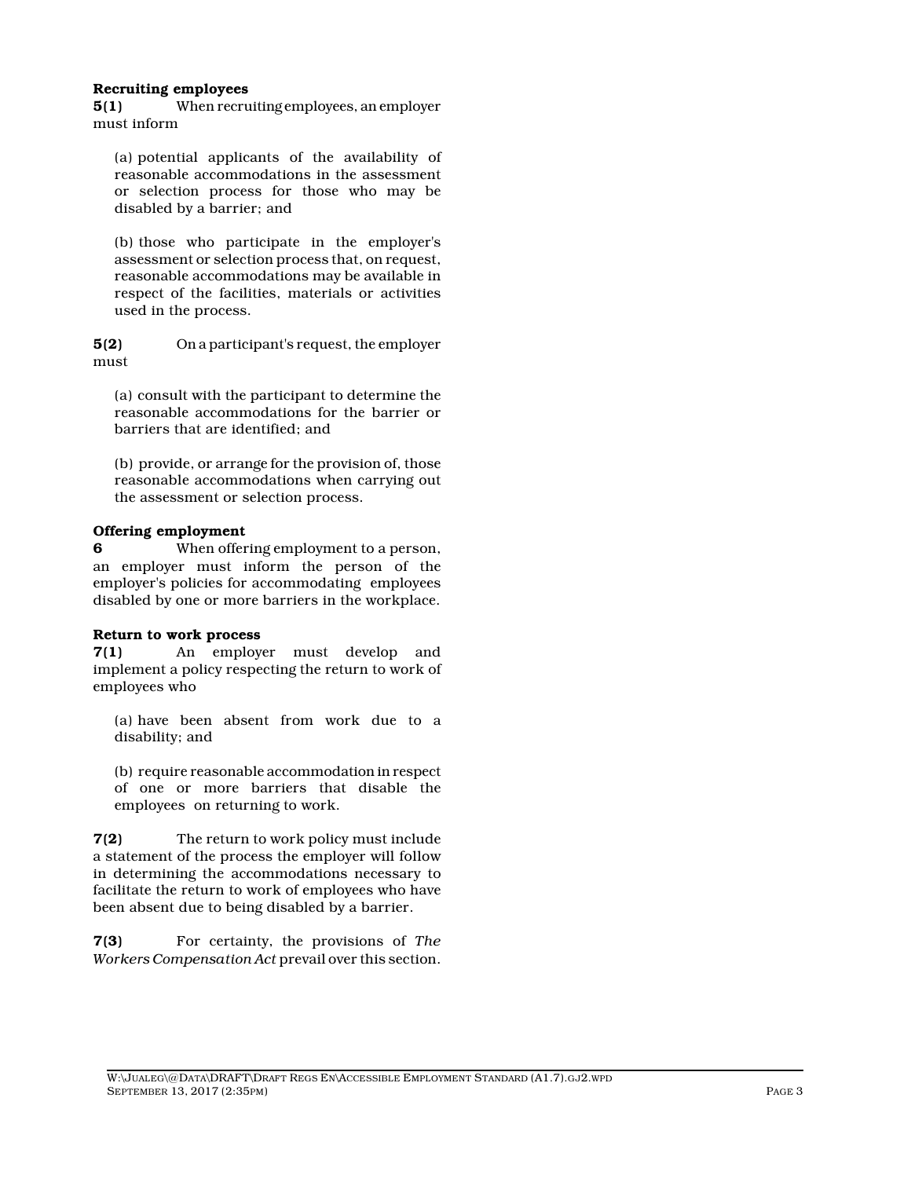**Recruiting employees**

**5(1)** When recruiting employees, an employer must inform

(a) potential applicants of the availability of reasonable accommodations in the assessment or selection process for those who may be disabled by a barrier; and

(b) those who participate in the employer's assessment or selection process that, on request, reasonable accommodations may be available in respect of the facilities, materials or activities used in the process.

**5(2)** On a participant's request, the employer must

(a) consult with the participant to determine the reasonable accommodations for the barrier or barriers that are identified; and

(b) provide, or arrange for the provision of, those reasonable accommodations when carrying out the assessment or selection process.

**Offering employment**

**6** When offering employment to a person, an employer must inform the person of the employer's policies for accommodating employees disabled by one or more barriers in the workplace.

**Return to work process**

**7(1)** An employer must develop and implement a policy respecting the return to work of employees who

(a) have been absent from work due to a disability; and

(b) require reasonable accommodation in respect of one or more barriers that disable the employees on returning to work.

**7(2)** The return to work policy must include a statement of the process the employer will follow in determining the accommodations necessary to facilitate the return to work of employees who have been absent due to being disabled by a barrier.

**7(3)** For certainty, the provisions of *The Workers Compensation Act* prevail over this section.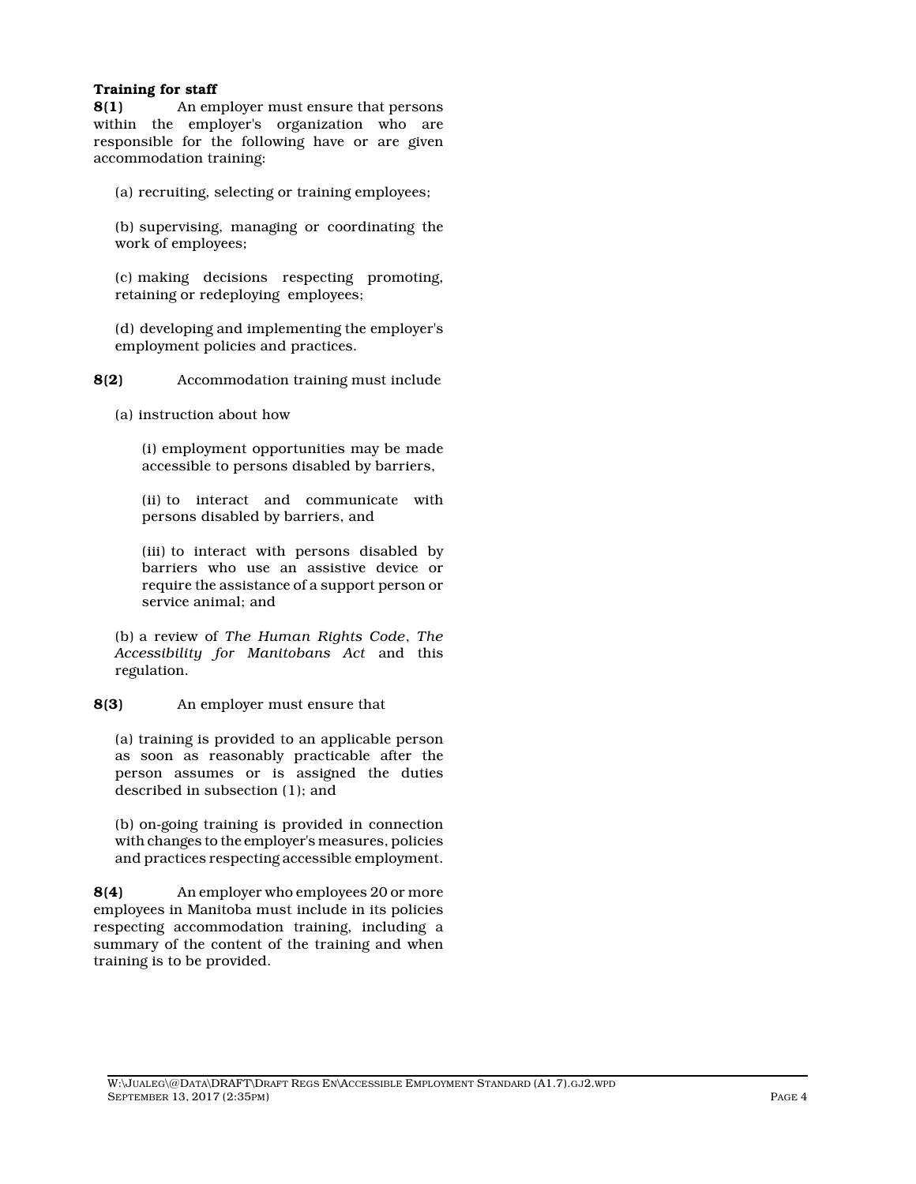**Training for staff**

**8(1)** An employer must ensure that persons within the employer's organization who are responsible for the following have or are given accommodation training:

(a) recruiting, selecting or training employees;

(b) supervising, managing or coordinating the work of employees;

(c) making decisions respecting promoting, retaining or redeploying employees;

(d) developing and implementing the employer's employment policies and practices.

**8(2)** Accommodation training must include

(a) instruction about how

(i) employment opportunities may be made accessible to persons disabled by barriers,

(ii) to interact and communicate with persons disabled by barriers, and

(iii) to interact with persons disabled by barriers who use an assistive device or require the assistance of a support person or service animal; and

(b) a review of *The Human Rights Code*, *The Accessibility for Manitobans Act* and this regulation.

**8(3)** An employer must ensure that

(a) training is provided to an applicable person as soon as reasonably practicable after the person assumes or is assigned the duties described in subsection (1); and

(b) on-going training is provided in connection with changes to the employer's measures, policies and practices respecting accessible employment.

**8(4)** An employer who employees 20 or more employees in Manitoba must include in its policies respecting accommodation training, including a summary of the content of the training and when training is to be provided.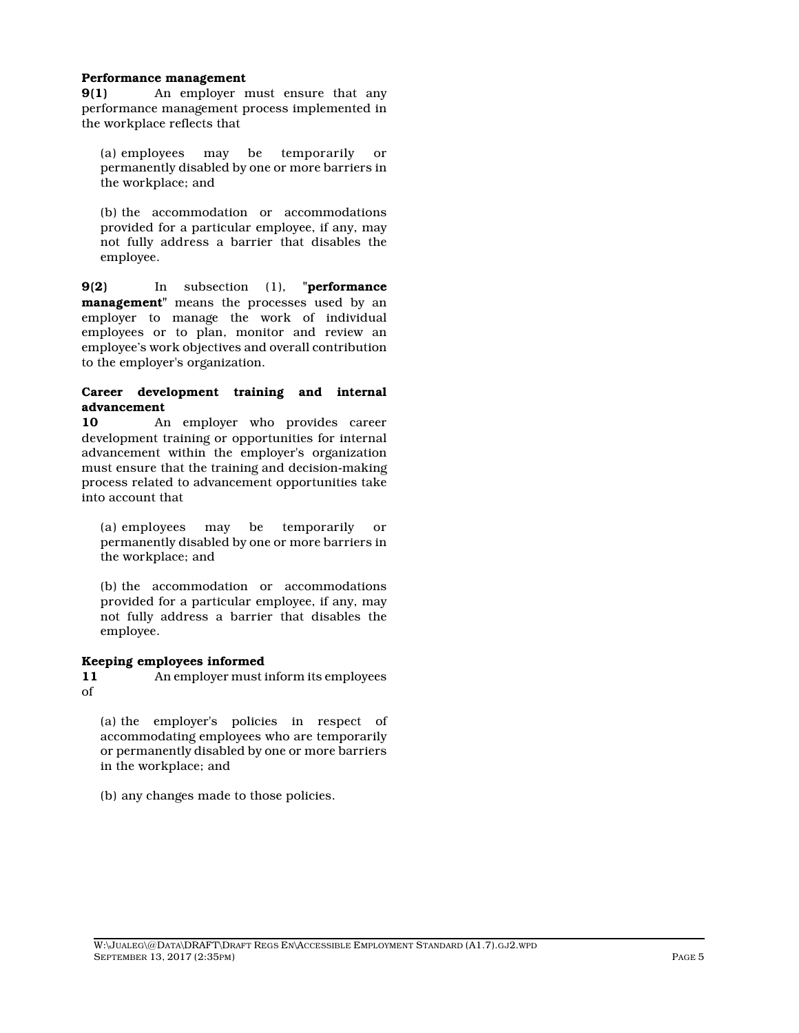**Performance management**

**9(1)** An employer must ensure that any performance management process implemented in the workplace reflects that

(a) employees may be temporarily or permanently disabled by one or more barriers in the workplace; and

(b) the accommodation or accommodations provided for a particular employee, if any, may not fully address a barrier that disables the employee.

**9(2)** In subsection (1), "**performance management**" means the processes used by an employer to manage the work of individual employees or to plan, monitor and review an employee's work objectives and overall contribution to the employer's organization.

**Career development training and internal advancement**

**10** An employer who provides career development training or opportunities for internal advancement within the employer's organization must ensure that the training and decision-making process related to advancement opportunities take into account that

(a) employees may be temporarily or permanently disabled by one or more barriers in the workplace; and

(b) the accommodation or accommodations provided for a particular employee, if any, may not fully address a barrier that disables the employee.

**Keeping employees informed**

**11** An employer must inform its employees of

(a) the employer's policies in respect of accommodating employees who are temporarily or permanently disabled by one or more barriers in the workplace; and

(b) any changes made to those policies.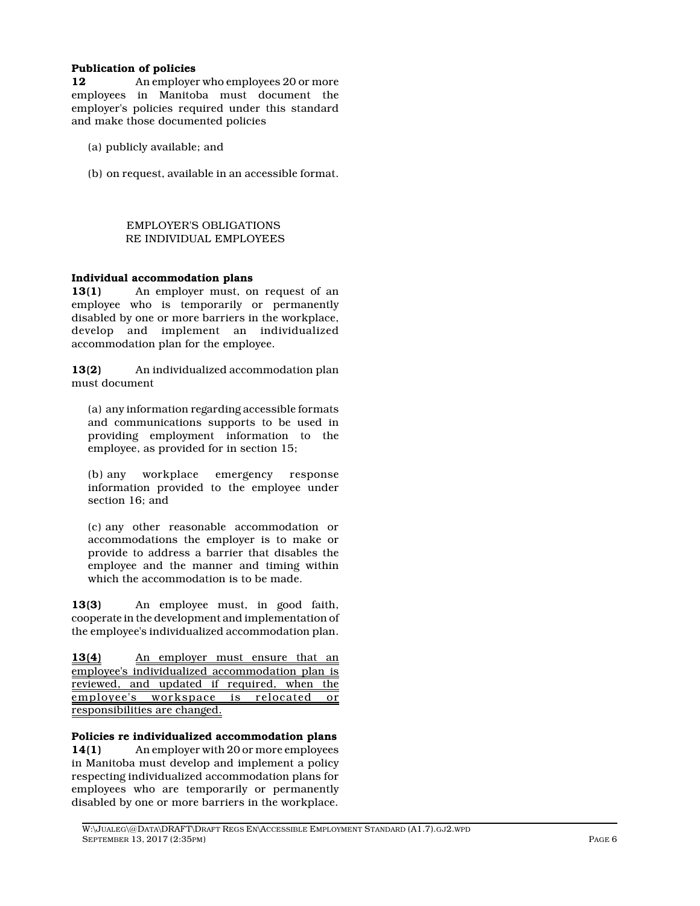**Publication of policies**

**12** An employer who employees 20 or more employees in Manitoba must document the employer's policies required under this standard and make those documented policies

(a) publicly available; and

(b) on request, available in an accessible format.

EMPLOYER'S OBLIGATIONS RE INDIVIDUAL EMPLOYEES

**Individual accommodation plans**

**13(1)** An employer must, on request of an employee who is temporarily or permanently disabled by one or more barriers in the workplace, develop and implement an individualized accommodation plan for the employee.

**13(2)** An individualized accommodation plan must document

(a) any information regarding accessible formats and communications supports to be used in providing employment information to the employee, as provided for in section 15;

(b) any workplace emergency response information provided to the employee under section 16; and

(c) any other reasonable accommodation or accommodations the employer is to make or provide to address a barrier that disables the employee and the manner and timing within which the accommodation is to be made.

**13(3)** An employee must, in good faith, cooperate in the development and implementation of the employee's individualized accommodation plan.

**13(4)** An employer must ensure that an employee's individualized accommodation plan is reviewed, and updated if required, when the employee's workspace is relocated or responsibilities are changed.

**Policies re individualized accommodation plans**

**14(1)** An employer with 20 or more employees in Manitoba must develop and implement a policy respecting individualized accommodation plans for employees who are temporarily or permanently disabled by one or more barriers in the workplace.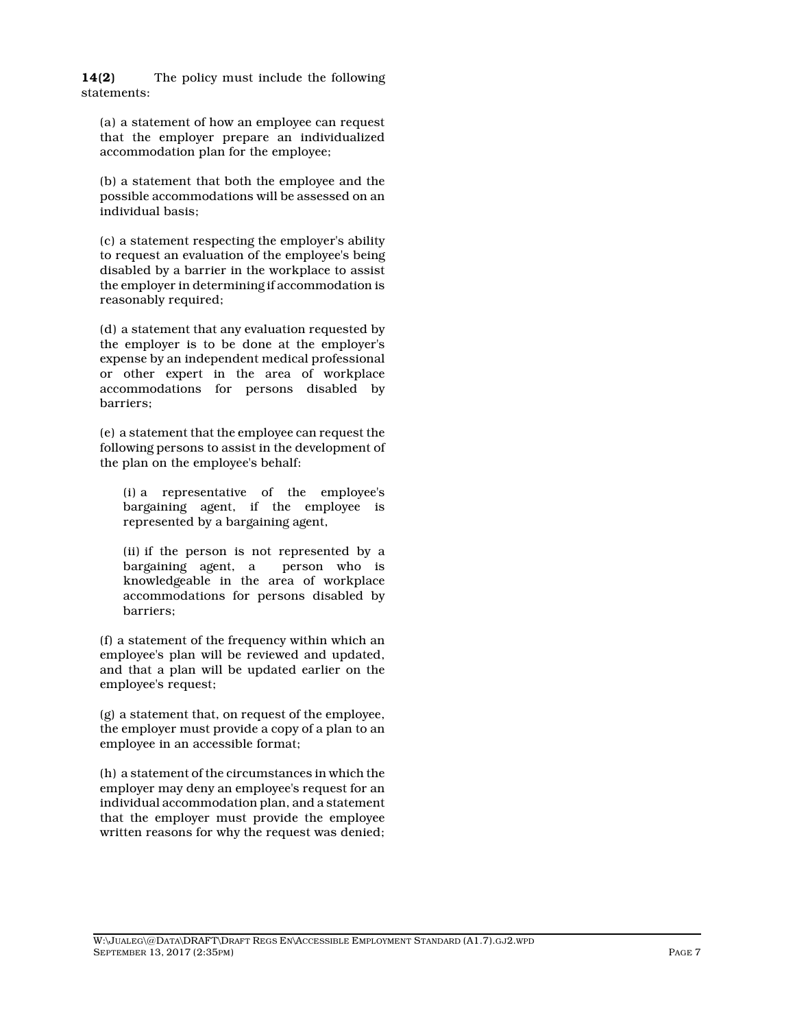**14(2)** The policy must include the following statements:

(a) a statement of how an employee can request that the employer prepare an individualized accommodation plan for the employee;

(b) a statement that both the employee and the possible accommodations will be assessed on an individual basis;

(c) a statement respecting the employer's ability to request an evaluation of the employee's being disabled by a barrier in the workplace to assist the employer in determining if accommodation is reasonably required;

(d) a statement that any evaluation requested by the employer is to be done at the employer's expense by an independent medical professional or other expert in the area of workplace accommodations for persons disabled by barriers;

(e) a statement that the employee can request the following persons to assist in the development of the plan on the employee's behalf:

(i) a representative of the employee's bargaining agent, if the employee is represented by a bargaining agent,

(ii) if the person is not represented by a bargaining agent, a person who is knowledgeable in the area of workplace accommodations for persons disabled by barriers;

(f) a statement of the frequency within which an employee's plan will be reviewed and updated, and that a plan will be updated earlier on the employee's request;

(g) a statement that, on request of the employee, the employer must provide a copy of a plan to an employee in an accessible format;

(h) a statement of the circumstances in which the employer may deny an employee's request for an individual accommodation plan, and a statement that the employer must provide the employee written reasons for why the request was denied;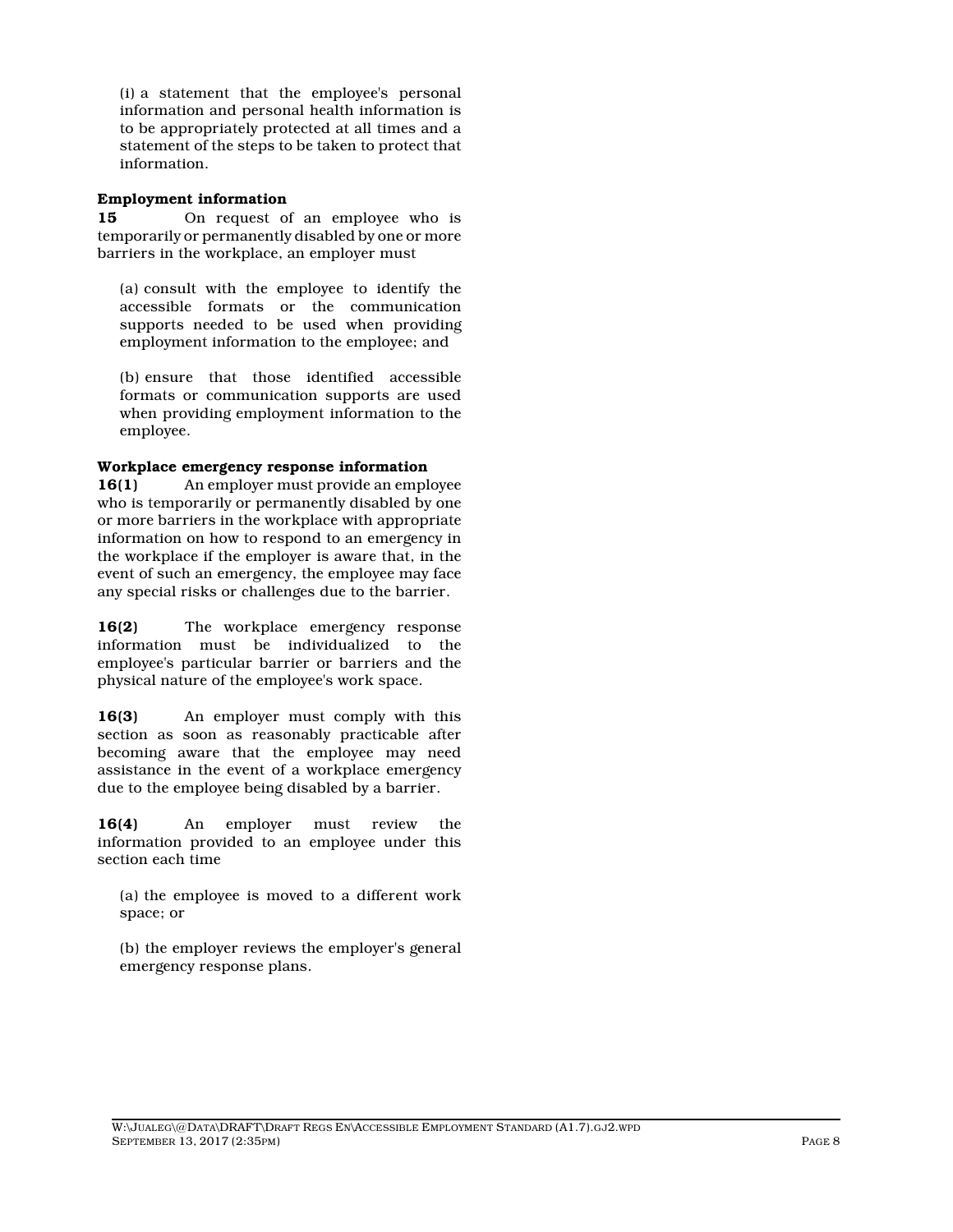(i) a statement that the employee's personal information and personal health information is to be appropriately protected at all times and a statement of the steps to be taken to protect that information.

**Employment information**

**15** On request of an employee who is temporarily or permanently disabled by one or more barriers in the workplace, an employer must

(a) consult with the employee to identify the accessible formats or the communication supports needed to be used when providing employment information to the employee; and

(b) ensure that those identified accessible formats or communication supports are used when providing employment information to the employee.

**Workplace emergency response information**

**16(1)** An employer must provide an employee who is temporarily or permanently disabled by one or more barriers in the workplace with appropriate information on how to respond to an emergency in the workplace if the employer is aware that, in the event of such an emergency, the employee may face any special risks or challenges due to the barrier.

**16(2)** The workplace emergency response information must be individualized to the employee's particular barrier or barriers and the physical nature of the employee's work space.

**16(3)** An employer must comply with this section as soon as reasonably practicable after becoming aware that the employee may need assistance in the event of a workplace emergency due to the employee being disabled by a barrier.

**16(4)** An employer must review the information provided to an employee under this section each time

(a) the employee is moved to a different work space; or

(b) the employer reviews the employer's general emergency response plans.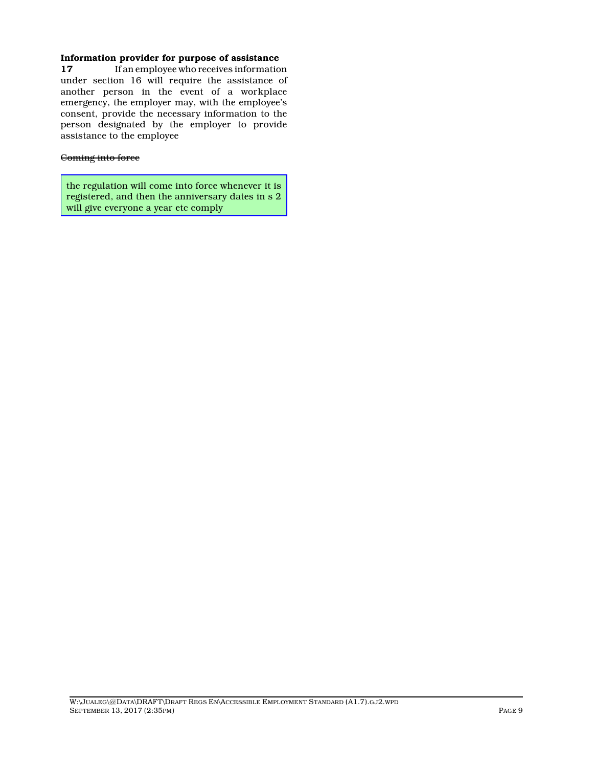**Information provider for purpose of assistance**

**17** If an employee who receives information under section 16 will require the assistance of another person in the event of a workplace emergency, the employer may, with the employee's consent, provide the necessary information to the person designated by the employer to provide assistance to the employee

~~Coming into force~~

> the regulation will come into force whenever it is registered, and then the anniversary dates in s 2 will give everyone a year etc comply